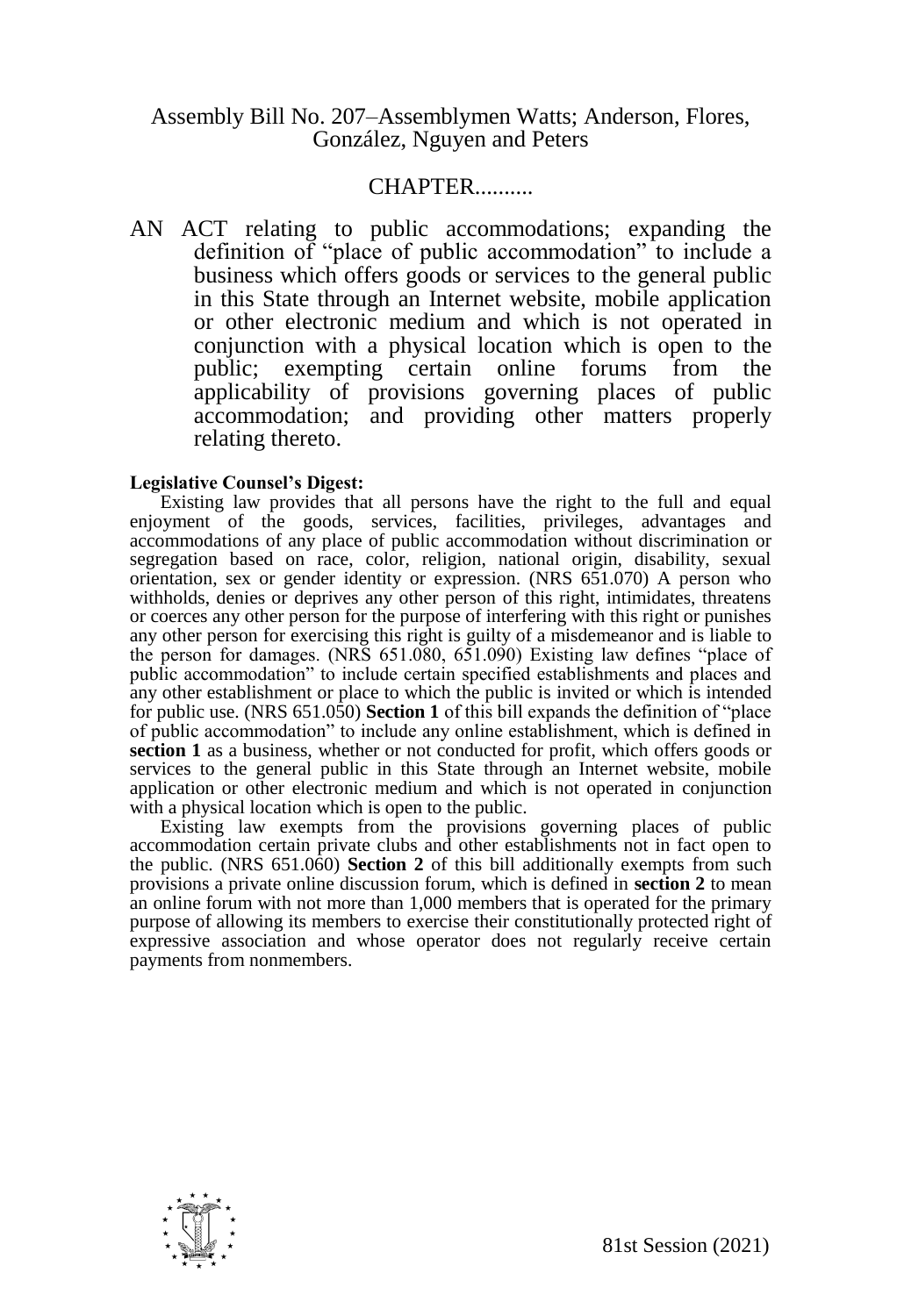Assembly Bill No. 207–Assemblymen Watts; Anderson, Flores, González, Nguyen and Peters

CHAPTER..........

AN ACT relating to public accommodations; expanding the definition of "place of public accommodation" to include a business which offers goods or services to the general public in this State through an Internet website, mobile application or other electronic medium and which is not operated in conjunction with a physical location which is open to the public; exempting certain online forums from the applicability of provisions governing places of public accommodation; and providing other matters properly relating thereto.

**Legislative Counsel's Digest:**

Existing law provides that all persons have the right to the full and equal enjoyment of the goods, services, facilities, privileges, advantages and accommodations of any place of public accommodation without discrimination or segregation based on race, color, religion, national origin, disability, sexual orientation, sex or gender identity or expression. (NRS 651.070) A person who withholds, denies or deprives any other person of this right, intimidates, threatens or coerces any other person for the purpose of interfering with this right or punishes any other person for exercising this right is guilty of a misdemeanor and is liable to the person for damages. (NRS 651.080, 651.090) Existing law defines "place of public accommodation" to include certain specified establishments and places and any other establishment or place to which the public is invited or which is intended for public use. (NRS 651.050) **Section 1** of this bill expands the definition of "place of public accommodation" to include any online establishment, which is defined in **section 1** as a business, whether or not conducted for profit, which offers goods or services to the general public in this State through an Internet website, mobile application or other electronic medium and which is not operated in conjunction with a physical location which is open to the public.

Existing law exempts from the provisions governing places of public accommodation certain private clubs and other establishments not in fact open to the public. (NRS 651.060) **Section 2** of this bill additionally exempts from such provisions a private online discussion forum, which is defined in **section 2** to mean an online forum with not more than 1,000 members that is operated for the primary purpose of allowing its members to exercise their constitutionally protected right of expressive association and whose operator does not regularly receive certain payments from nonmembers.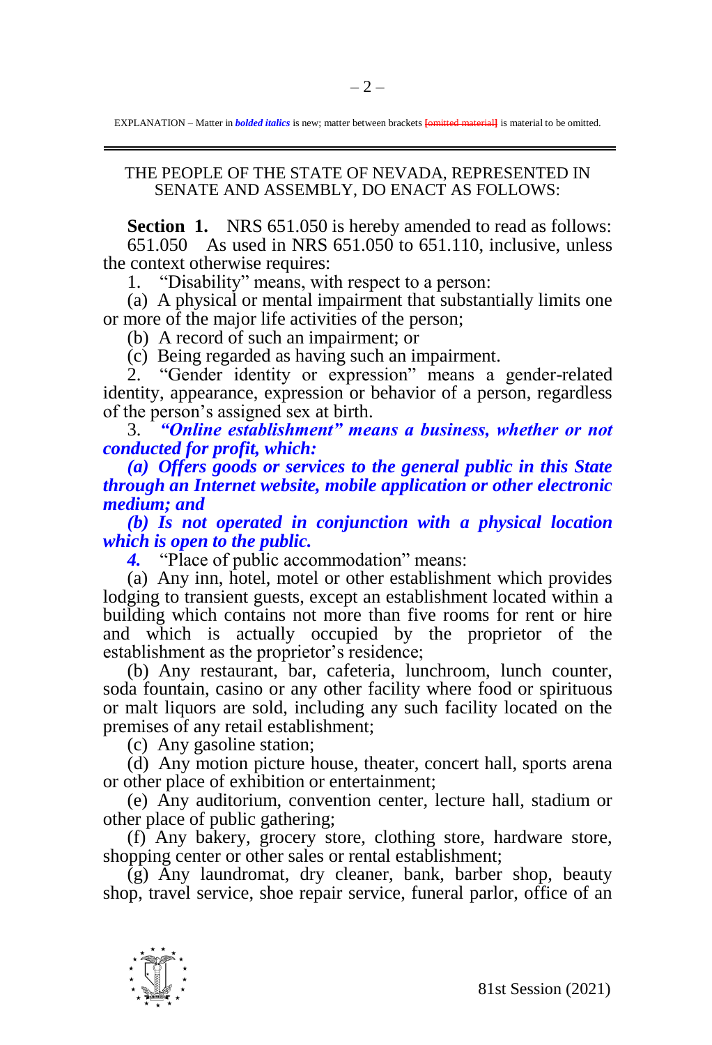EXPLANATION – Matter in ***bolded italics*** is new; matter between brackets [~~omitted material~~] is material to be omitted.

THE PEOPLE OF THE STATE OF NEVADA, REPRESENTED IN SENATE AND ASSEMBLY, DO ENACT AS FOLLOWS:

**Section 1.** NRS 651.050 is hereby amended to read as follows:

651.050 As used in NRS 651.050 to 651.110, inclusive, unless the context otherwise requires:

1. "Disability" means, with respect to a person:

(a) A physical or mental impairment that substantially limits one or more of the major life activities of the person;

(b) A record of such an impairment; or

(c) Being regarded as having such an impairment.

2. "Gender identity or expression" means a gender-related identity, appearance, expression or behavior of a person, regardless of the person's assigned sex at birth.

3. ***"Online establishment" means a business, whether or not conducted for profit, which:***

***(a) Offers goods or services to the general public in this State through an Internet website, mobile application or other electronic medium; and***

***(b) Is not operated in conjunction with a physical location which is open to the public.***

***4.*** "Place of public accommodation" means:

(a) Any inn, hotel, motel or other establishment which provides lodging to transient guests, except an establishment located within a building which contains not more than five rooms for rent or hire and which is actually occupied by the proprietor of the establishment as the proprietor's residence;

(b) Any restaurant, bar, cafeteria, lunchroom, lunch counter, soda fountain, casino or any other facility where food or spirituous or malt liquors are sold, including any such facility located on the premises of any retail establishment;

(c) Any gasoline station;

(d) Any motion picture house, theater, concert hall, sports arena or other place of exhibition or entertainment;

(e) Any auditorium, convention center, lecture hall, stadium or other place of public gathering;

(f) Any bakery, grocery store, clothing store, hardware store, shopping center or other sales or rental establishment;

(g) Any laundromat, dry cleaner, bank, barber shop, beauty shop, travel service, shoe repair service, funeral parlor, office of an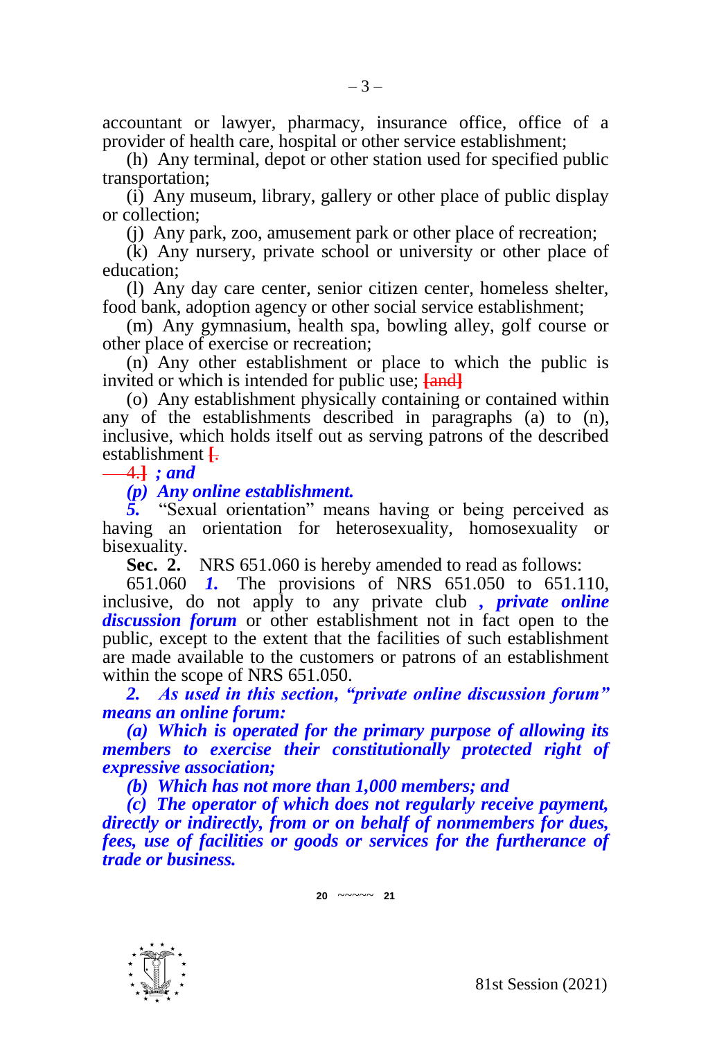accountant or lawyer, pharmacy, insurance office, office of a provider of health care, hospital or other service establishment;

(h) Any terminal, depot or other station used for specified public transportation;

(i) Any museum, library, gallery or other place of public display or collection;

(j) Any park, zoo, amusement park or other place of recreation;

(k) Any nursery, private school or university or other place of education;

(l) Any day care center, senior citizen center, homeless shelter, food bank, adoption agency or other social service establishment;

(m) Any gymnasium, health spa, bowling alley, golf course or other place of exercise or recreation;

(n) Any other establishment or place to which the public is invited or which is intended for public use; [and]

(o) Any establishment physically containing or contained within any of the establishments described in paragraphs (a) to (n), inclusive, which holds itself out as serving patrons of the described establishment [.

~~4.~~] ***; and***

***(p) Any online establishment.***

***5.*** "Sexual orientation" means having or being perceived as having an orientation for heterosexuality, homosexuality or bisexuality.

**Sec. 2.** NRS 651.060 is hereby amended to read as follows:

651.060 ***1.*** The provisions of NRS 651.050 to 651.110, inclusive, do not apply to any private club ***, private online discussion forum*** or other establishment not in fact open to the public, except to the extent that the facilities of such establishment are made available to the customers or patrons of an establishment within the scope of NRS 651.050.

***2. As used in this section, "private online discussion forum" means an online forum:***

***(a) Which is operated for the primary purpose of allowing its members to exercise their constitutionally protected right of expressive association;***

***(b) Which has not more than 1,000 members; and***

***(c) The operator of which does not regularly receive payment, directly or indirectly, from or on behalf of nonmembers for dues, fees, use of facilities or goods or services for the furtherance of trade or business.***

20 ~~~~~ 21